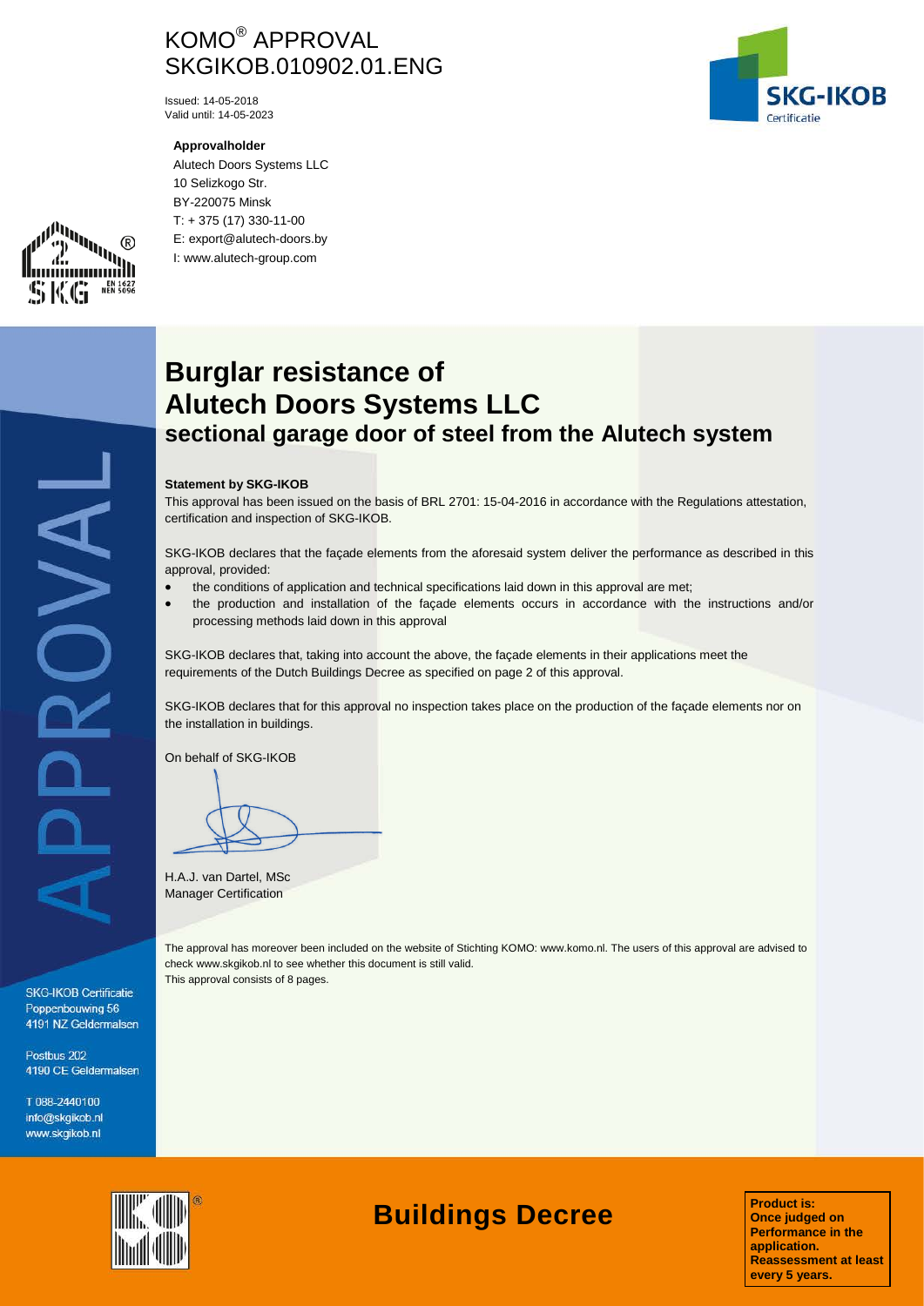# KOMO® APPROVAL
# SKGIKOB.010902.01.ENG

Issued: 14-05-2018
Valid until: 14-05-2023

**Approvalholder**

Alutech Doors Systems LLC
10 Selizkogo Str.
BY-220075 Minsk
T: + 375 (17) 330-11-00
E: export@alutech-doors.by
I: www.alutech-group.com

## Burglar resistance of Alutech Doors Systems LLC
### sectional garage door of steel from the Alutech system

**Statement by SKG-IKOB**

This approval has been issued on the basis of BRL 2701: 15-04-2016 in accordance with the Regulations attestation, certification and inspection of SKG-IKOB.

SKG-IKOB declares that the façade elements from the aforesaid system deliver the performance as described in this approval, provided:

- the conditions of application and technical specifications laid down in this approval are met;
- the production and installation of the façade elements occurs in accordance with the instructions and/or processing methods laid down in this approval

SKG-IKOB declares that, taking into account the above, the façade elements in their applications meet the requirements of the Dutch Buildings Decree as specified on page 2 of this approval.

SKG-IKOB declares that for this approval no inspection takes place on the production of the façade elements nor on the installation in buildings.

On behalf of SKG-IKOB

H.A.J. van Dartel, MSc
Manager Certification

The approval has moreover been included on the website of Stichting KOMO: www.komo.nl. The users of this approval are advised to check www.skgikob.nl to see whether this document is still valid.
This approval consists of 8 pages.

SKG-IKOB Certificatie
Poppenbouwing 56
4191 NZ Geldermalsen

Postbus 202
4190 CE Geldermalsen

T 088-2440100
info@skgikob.nl
www.skgikob.nl

## Buildings Decree

**Product is:**
**Once judged on Performance in the application.**
**Reassessment at least every 5 years.**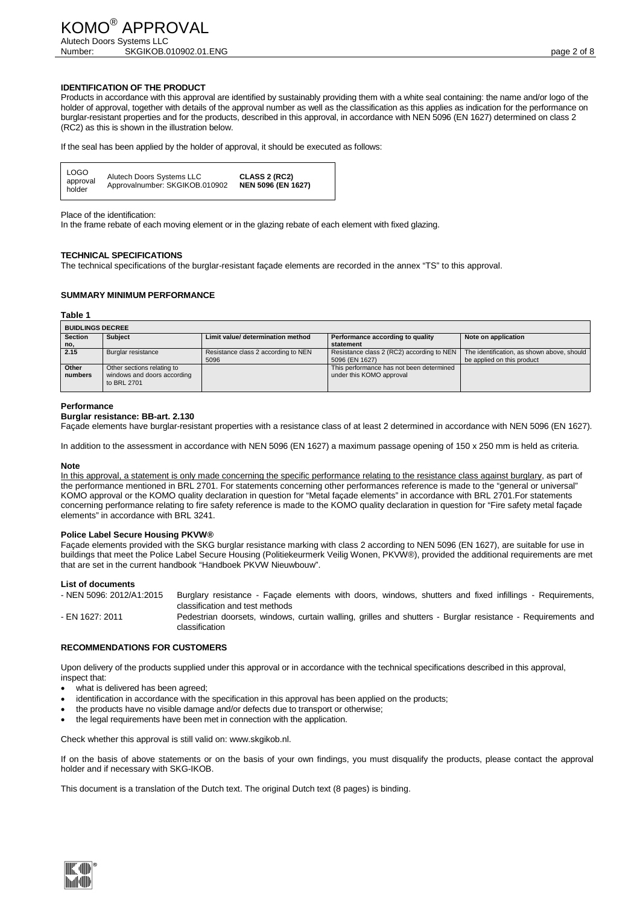## IDENTIFICATION OF THE PRODUCT

Products in accordance with this approval are identified by sustainably providing them with a white seal containing: the name and/or logo of the holder of approval, together with details of the approval number as well as the classification as this applies as indication for the performance on burglar-resistant properties and for the products, described in this approval, in accordance with NEN 5096 (EN 1627) determined on class 2 (RC2) as this is shown in the illustration below.

If the seal has been applied by the holder of approval, it should be executed as follows:

| | | |
|---|---|---|
| LOGO approval holder | Alutech Doors Systems LLC<br>Approvalnumber: SKGIKOB.010902 | **CLASS 2 (RC2)**<br>**NEN 5096 (EN 1627)** |

Place of the identification:
In the frame rebate of each moving element or in the glazing rebate of each element with fixed glazing.

## TECHNICAL SPECIFICATIONS

The technical specifications of the burglar-resistant façade elements are recorded in the annex "TS" to this approval.

## SUMMARY MINIMUM PERFORMANCE

**Table 1**

| **BUIDLINGS DECREE** | | | | |
|---|---|---|---|---|
| **Section no,** | **Subject** | **Limit value/ determination method** | **Performance according to quality statement** | **Note on application** |
| **2.15** | Burglar resistance | Resistance class 2 according to NEN 5096 | Resistance class 2 (RC2) according to NEN 5096 (EN 1627) | The identification, as shown above, should be applied on this product |
| **Other numbers** | Other sections relating to windows and doors according to BRL 2701 | | This performance has not been determined under this KOMO approval | |

**Performance**

**Burglar resistance: BB-art. 2.130**

Façade elements have burglar-resistant properties with a resistance class of at least 2 determined in accordance with NEN 5096 (EN 1627).

In addition to the assessment in accordance with NEN 5096 (EN 1627) a maximum passage opening of 150 x 250 mm is held as criteria.

**Note**

In this approval, a statement is only made concerning the specific performance relating to the resistance class against burglary, as part of the performance mentioned in BRL 2701. For statements concerning other performances reference is made to the "general or universal" KOMO approval or the KOMO quality declaration in question for "Metal façade elements" in accordance with BRL 2701.For statements concerning performance relating to fire safety reference is made to the KOMO quality declaration in question for "Fire safety metal façade elements" in accordance with BRL 3241.

**Police Label Secure Housing PKVW®**

Façade elements provided with the SKG burglar resistance marking with class 2 according to NEN 5096 (EN 1627), are suitable for use in buildings that meet the Police Label Secure Housing (Politiekeurmerk Veilig Wonen, PKVW®), provided the additional requirements are met that are set in the current handbook "Handboek PKVW Nieuwbouw".

**List of documents**

- NEN 5096: 2012/A1:2015 Burglary resistance - Façade elements with doors, windows, shutters and fixed infillings - Requirements, classification and test methods
- EN 1627: 2011 Pedestrian doorsets, windows, curtain walling, grilles and shutters - Burglar resistance - Requirements and classification

## RECOMMENDATIONS FOR CUSTOMERS

Upon delivery of the products supplied under this approval or in accordance with the technical specifications described in this approval, inspect that:

- what is delivered has been agreed;
- identification in accordance with the specification in this approval has been applied on the products;
- the products have no visible damage and/or defects due to transport or otherwise;
- the legal requirements have been met in connection with the application.

Check whether this approval is still valid on: www.skgikob.nl.

If on the basis of above statements or on the basis of your own findings, you must disqualify the products, please contact the approval holder and if necessary with SKG-IKOB.

This document is a translation of the Dutch text. The original Dutch text (8 pages) is binding.